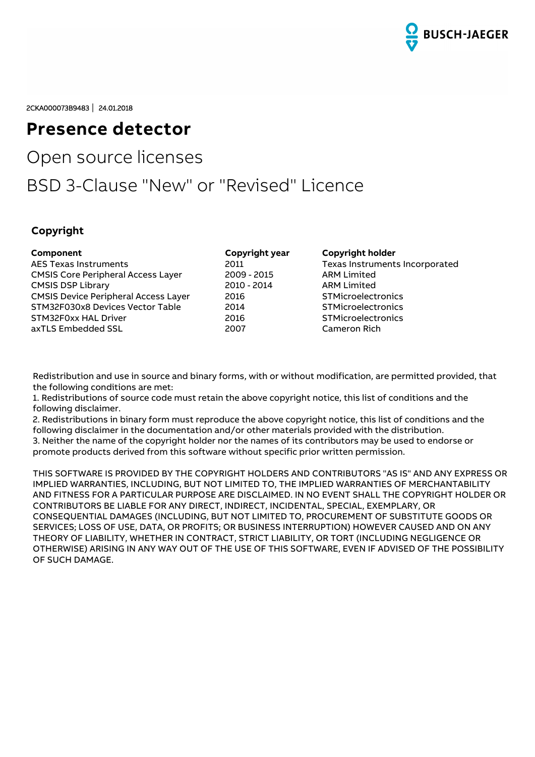2CKA000073B9483 | 24.01.2018

# Presence detector

## Open source licenses

## BSD 3-Clause "New" or "Revised" Licence

### Copyright

| Component | Copyright year | Copyright holder |
| --- | --- | --- |
| AES Texas Instruments | 2011 | Texas Instruments Incorporated |
| CMSIS Core Peripheral Access Layer | 2009 - 2015 | ARM Limited |
| CMSIS DSP Library | 2010 - 2014 | ARM Limited |
| CMSIS Device Peripheral Access Layer | 2016 | STMicroelectronics |
| STM32F030x8 Devices Vector Table | 2014 | STMicroelectronics |
| STM32F0xx HAL Driver | 2016 | STMicroelectronics |
| axTLS Embedded SSL | 2007 | Cameron Rich |

Redistribution and use in source and binary forms, with or without modification, are permitted provided, that the following conditions are met:

1. Redistributions of source code must retain the above copyright notice, this list of conditions and the following disclaimer.
2. Redistributions in binary form must reproduce the above copyright notice, this list of conditions and the following disclaimer in the documentation and/or other materials provided with the distribution.
3. Neither the name of the copyright holder nor the names of its contributors may be used to endorse or promote products derived from this software without specific prior written permission.

THIS SOFTWARE IS PROVIDED BY THE COPYRIGHT HOLDERS AND CONTRIBUTORS "AS IS" AND ANY EXPRESS OR IMPLIED WARRANTIES, INCLUDING, BUT NOT LIMITED TO, THE IMPLIED WARRANTIES OF MERCHANTABILITY AND FITNESS FOR A PARTICULAR PURPOSE ARE DISCLAIMED. IN NO EVENT SHALL THE COPYRIGHT HOLDER OR CONTRIBUTORS BE LIABLE FOR ANY DIRECT, INDIRECT, INCIDENTAL, SPECIAL, EXEMPLARY, OR CONSEQUENTIAL DAMAGES (INCLUDING, BUT NOT LIMITED TO, PROCUREMENT OF SUBSTITUTE GOODS OR SERVICES; LOSS OF USE, DATA, OR PROFITS; OR BUSINESS INTERRUPTION) HOWEVER CAUSED AND ON ANY THEORY OF LIABILITY, WHETHER IN CONTRACT, STRICT LIABILITY, OR TORT (INCLUDING NEGLIGENCE OR OTHERWISE) ARISING IN ANY WAY OUT OF THE USE OF THIS SOFTWARE, EVEN IF ADVISED OF THE POSSIBILITY OF SUCH DAMAGE.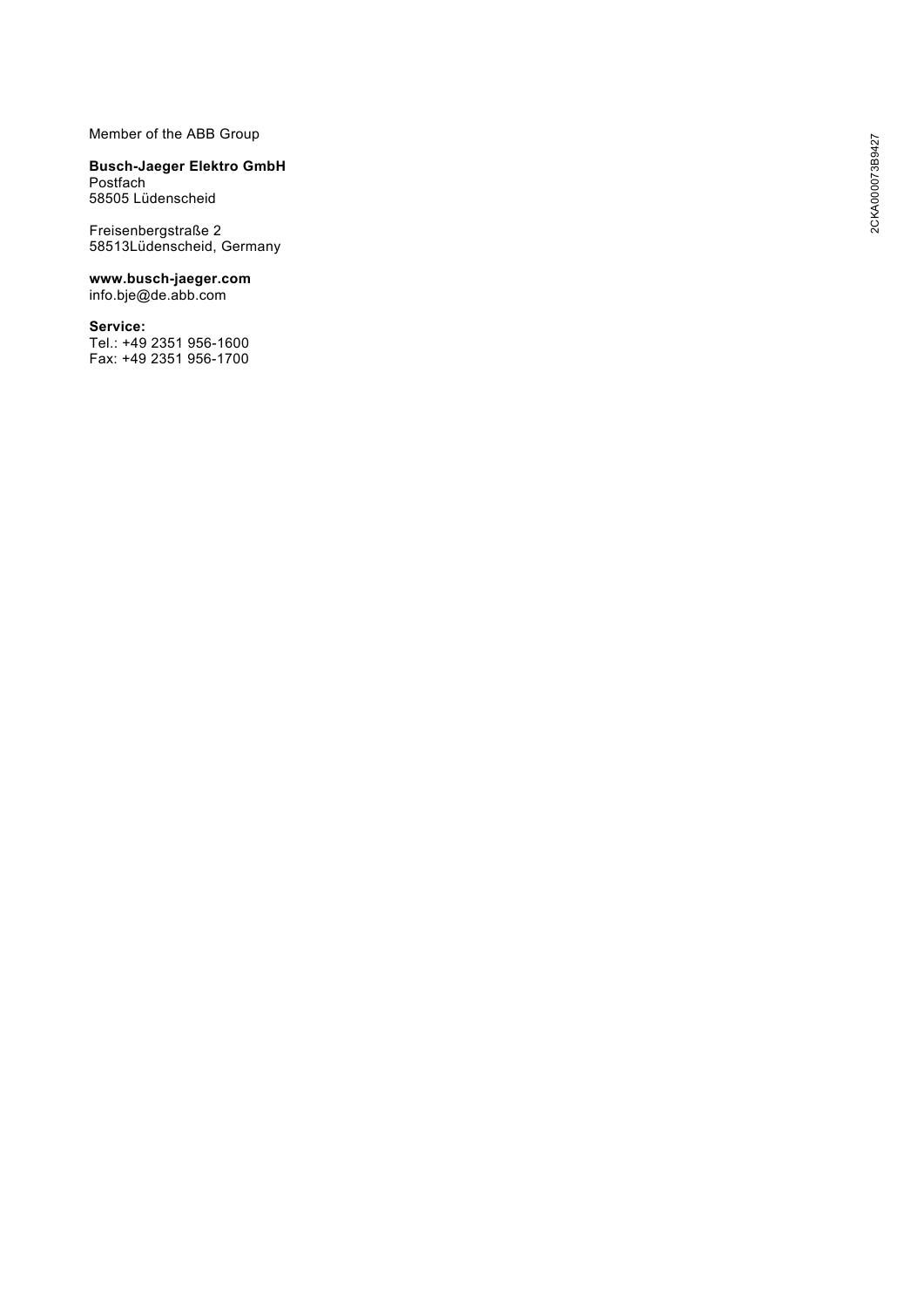Member of the ABB Group

**Busch-Jaeger Elektro GmbH**
Postfach
58505 Lüdenscheid

Freisenbergstraße 2
58513Lüdenscheid, Germany

**www.busch-jaeger.com**
info.bje@de.abb.com

**Service:**
Tel.: +49 2351 956-1600
Fax: +49 2351 956-1700

2CKA000073B9427